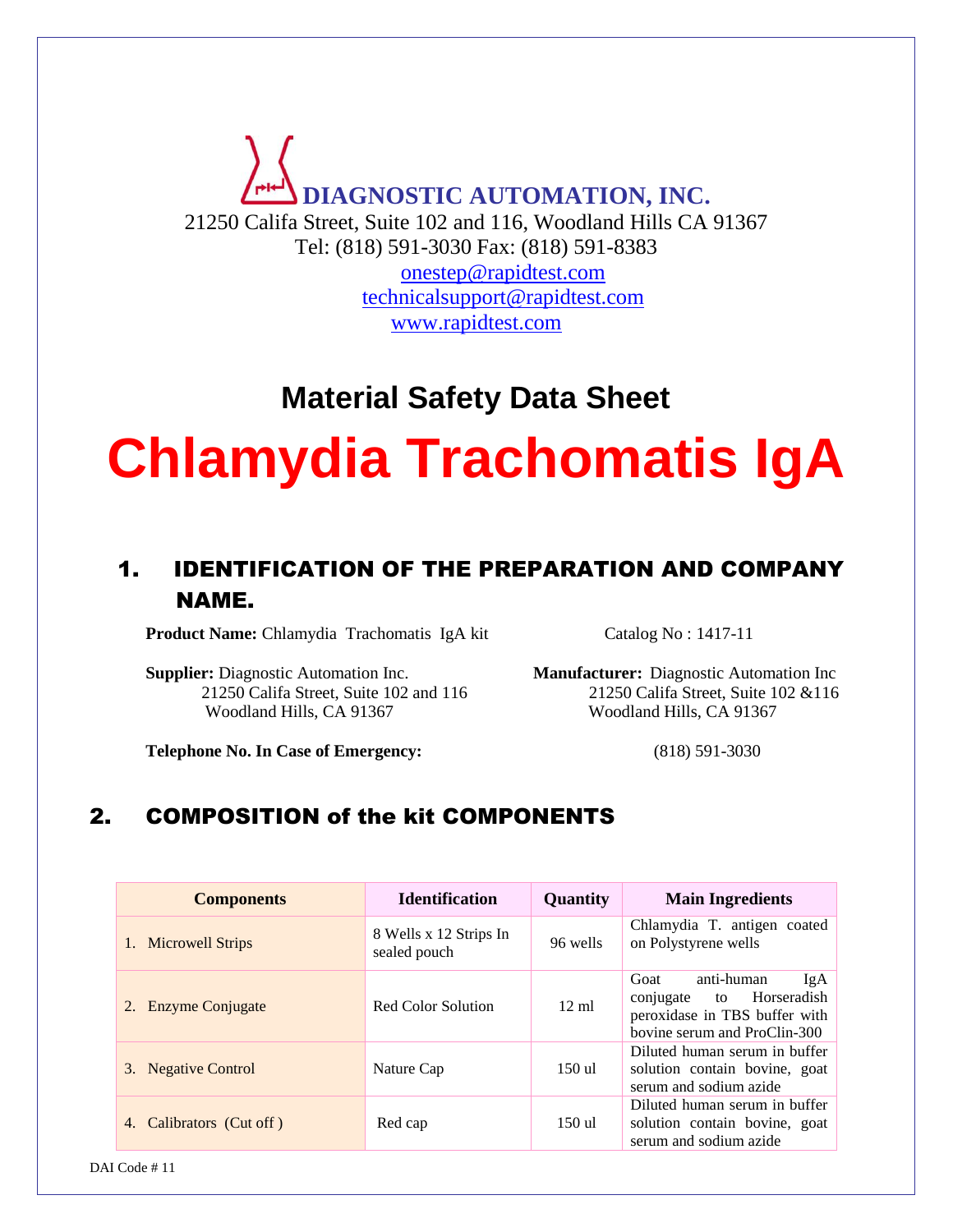**DIAGNOSTIC AUTOMATION, INC.**

21250 Califa Street, Suite 102 and 116, Woodland Hills CA 91367

Tel: (818) 591-3030 Fax: (818) 591-8383

onestep@rapidtest.com

technicalsupport@rapidtest.com

www.rapidtest.com

# Material Safety Data Sheet

# Chlamydia Trachomatis IgA

## 1. IDENTIFICATION OF THE PREPARATION AND COMPANY NAME.

**Product Name:** Chlamydia Trachomatis IgA kit — Catalog No : 1417-11

**Supplier:** Diagnostic Automation Inc.
21250 Califa Street, Suite 102 and 116
Woodland Hills, CA 91367

**Manufacturer:** Diagnostic Automation Inc
21250 Califa Street, Suite 102 &116
Woodland Hills, CA 91367

**Telephone No. In Case of Emergency:** (818) 591-3030

## 2. COMPOSITION of the kit COMPONENTS

| Components | Identification | Quantity | Main Ingredients |
|---|---|---|---|
| 1. Microwell Strips | 8 Wells x 12 Strips In sealed pouch | 96 wells | Chlamydia T. antigen coated on Polystyrene wells |
| 2. Enzyme Conjugate | Red Color Solution | 12 ml | Goat anti-human IgA conjugate to Horseradish peroxidase in TBS buffer with bovine serum and ProClin-300 |
| 3. Negative Control | Nature Cap | 150 ul | Diluted human serum in buffer solution contain bovine, goat serum and sodium azide |
| 4. Calibrators (Cut off ) | Red cap | 150 ul | Diluted human serum in buffer solution contain bovine, goat serum and sodium azide |

DAI Code # 11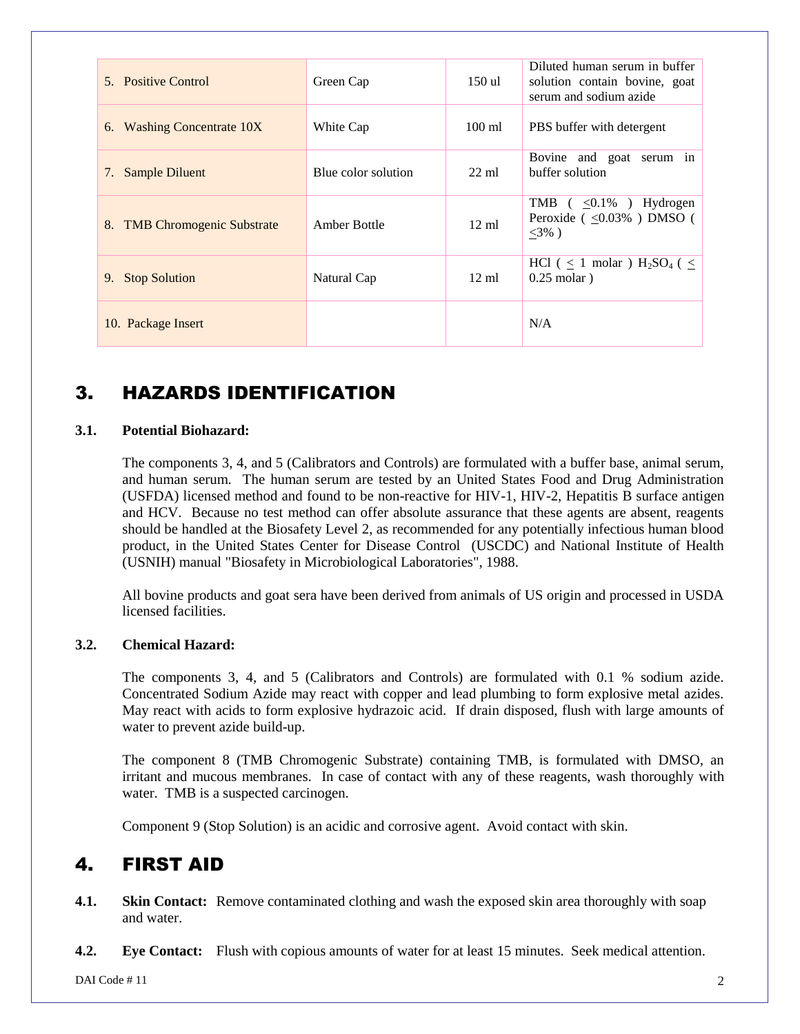| 5. Positive Control | Green Cap | 150 ul | Diluted human serum in buffer solution contain bovine, goat serum and sodium azide |
|---|---|---|---|
| 6. Washing Concentrate 10X | White Cap | 100 ml | PBS buffer with detergent |
| 7. Sample Diluent | Blue color solution | 22 ml | Bovine and goat serum in buffer solution |
| 8. TMB Chromogenic Substrate | Amber Bottle | 12 ml | TMB ( $\leq$0.1% ) Hydrogen Peroxide ( $\leq$0.03% ) DMSO ( $\leq$3% ) |
| 9. Stop Solution | Natural Cap | 12 ml | HCl ( $\leq$ 1 molar ) $H_2SO_4$ ( $\leq$ 0.25 molar ) |
| 10. Package Insert | | | N/A |

## 3. HAZARDS IDENTIFICATION

### 3.1. Potential Biohazard:

The components 3, 4, and 5 (Calibrators and Controls) are formulated with a buffer base, animal serum, and human serum. The human serum are tested by an United States Food and Drug Administration (USFDA) licensed method and found to be non-reactive for HIV-1, HIV-2, Hepatitis B surface antigen and HCV. Because no test method can offer absolute assurance that these agents are absent, reagents should be handled at the Biosafety Level 2, as recommended for any potentially infectious human blood product, in the United States Center for Disease Control (USCDC) and National Institute of Health (USNIH) manual "Biosafety in Microbiological Laboratories", 1988.

All bovine products and goat sera have been derived from animals of US origin and processed in USDA licensed facilities.

### 3.2. Chemical Hazard:

The components 3, 4, and 5 (Calibrators and Controls) are formulated with 0.1 % sodium azide. Concentrated Sodium Azide may react with copper and lead plumbing to form explosive metal azides. May react with acids to form explosive hydrazoic acid. If drain disposed, flush with large amounts of water to prevent azide build-up.

The component 8 (TMB Chromogenic Substrate) containing TMB, is formulated with DMSO, an irritant and mucous membranes. In case of contact with any of these reagents, wash thoroughly with water. TMB is a suspected carcinogen.

Component 9 (Stop Solution) is an acidic and corrosive agent. Avoid contact with skin.

## 4. FIRST AID

**4.1. Skin Contact:** Remove contaminated clothing and wash the exposed skin area thoroughly with soap and water.

**4.2. Eye Contact:** Flush with copious amounts of water for at least 15 minutes. Seek medical attention.

DAI Code # 11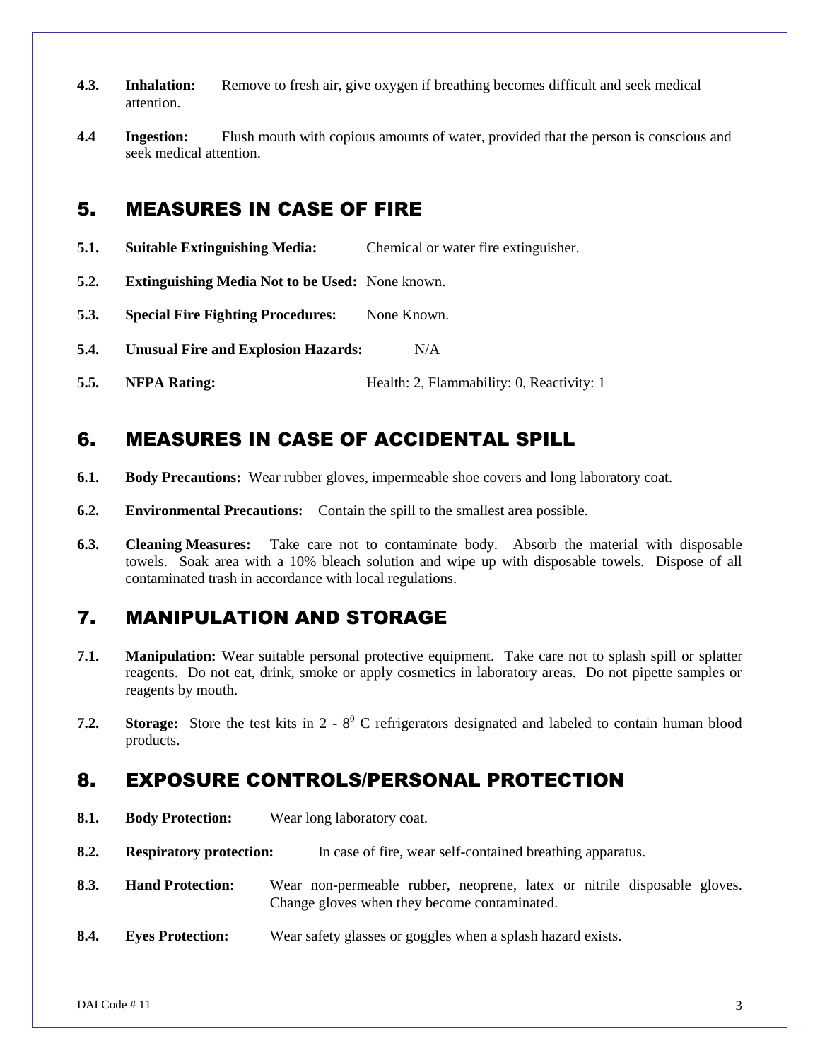**4.3. Inhalation:** Remove to fresh air, give oxygen if breathing becomes difficult and seek medical attention.

**4.4 Ingestion:** Flush mouth with copious amounts of water, provided that the person is conscious and seek medical attention.

## 5. MEASURES IN CASE OF FIRE

**5.1. Suitable Extinguishing Media:** Chemical or water fire extinguisher.

**5.2. Extinguishing Media Not to be Used:** None known.

**5.3. Special Fire Fighting Procedures:** None Known.

**5.4. Unusual Fire and Explosion Hazards:** N/A

**5.5. NFPA Rating:** Health: 2, Flammability: 0, Reactivity: 1

## 6. MEASURES IN CASE OF ACCIDENTAL SPILL

**6.1. Body Precautions:** Wear rubber gloves, impermeable shoe covers and long laboratory coat.

**6.2. Environmental Precautions:** Contain the spill to the smallest area possible.

**6.3. Cleaning Measures:** Take care not to contaminate body. Absorb the material with disposable towels. Soak area with a 10% bleach solution and wipe up with disposable towels. Dispose of all contaminated trash in accordance with local regulations.

## 7. MANIPULATION AND STORAGE

**7.1. Manipulation:** Wear suitable personal protective equipment. Take care not to splash spill or splatter reagents. Do not eat, drink, smoke or apply cosmetics in laboratory areas. Do not pipette samples or reagents by mouth.

**7.2. Storage:** Store the test kits in 2 - $8^0$ C refrigerators designated and labeled to contain human blood products.

## 8. EXPOSURE CONTROLS/PERSONAL PROTECTION

**8.1. Body Protection:** Wear long laboratory coat.

**8.2. Respiratory protection:** In case of fire, wear self-contained breathing apparatus.

**8.3. Hand Protection:** Wear non-permeable rubber, neoprene, latex or nitrile disposable gloves. Change gloves when they become contaminated.

**8.4. Eyes Protection:** Wear safety glasses or goggles when a splash hazard exists.

DAI Code # 11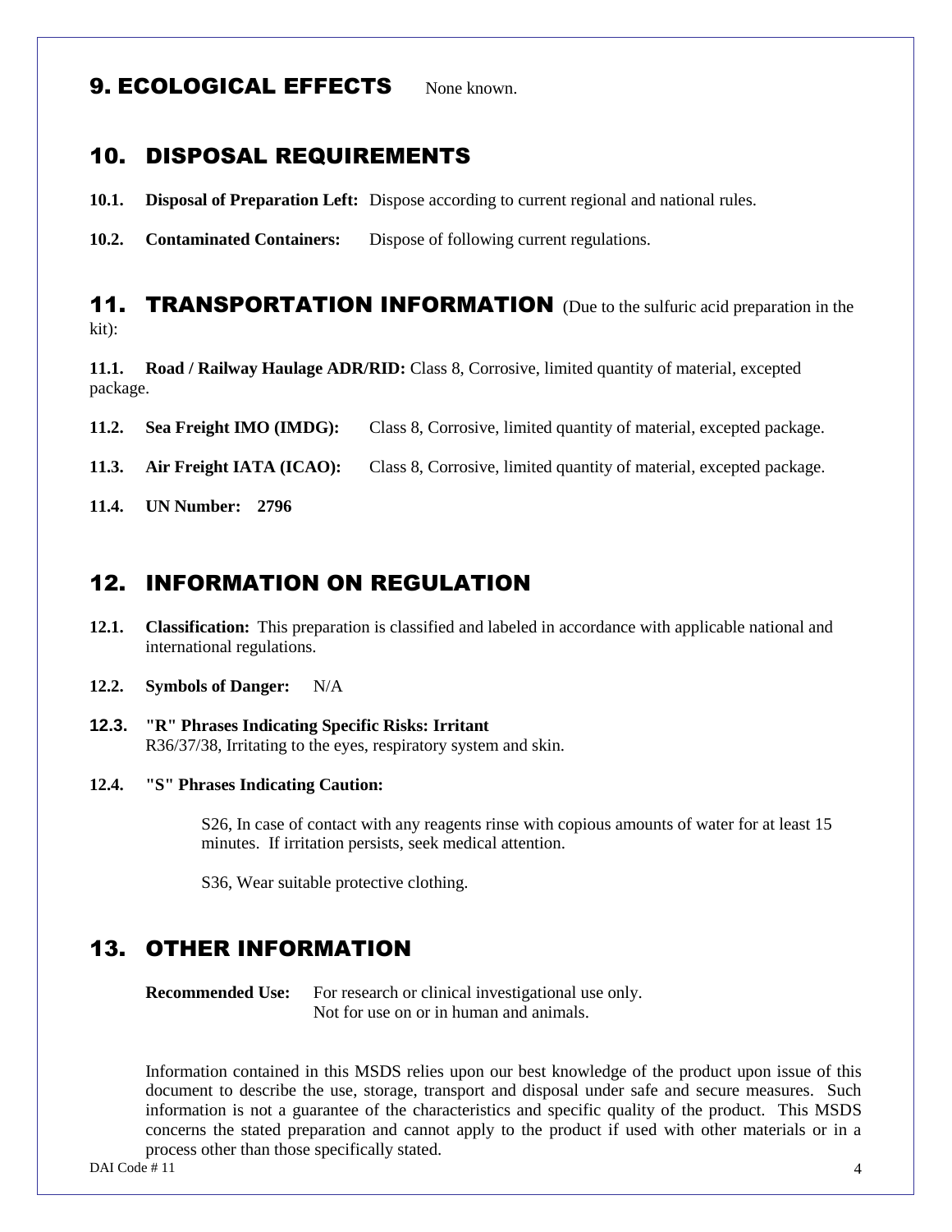## 9. ECOLOGICAL EFFECTS

None known.

## 10. DISPOSAL REQUIREMENTS

**10.1. Disposal of Preparation Left:** Dispose according to current regional and national rules.

**10.2. Contaminated Containers:** Dispose of following current regulations.

## 11. TRANSPORTATION INFORMATION

(Due to the sulfuric acid preparation in the kit):

**11.1. Road / Railway Haulage ADR/RID:** Class 8, Corrosive, limited quantity of material, excepted package.

**11.2. Sea Freight IMO (IMDG):** Class 8, Corrosive, limited quantity of material, excepted package.

**11.3. Air Freight IATA (ICAO):** Class 8, Corrosive, limited quantity of material, excepted package.

**11.4. UN Number: 2796**

## 12. INFORMATION ON REGULATION

**12.1. Classification:** This preparation is classified and labeled in accordance with applicable national and international regulations.

**12.2. Symbols of Danger:** N/A

**12.3. "R" Phrases Indicating Specific Risks: Irritant**
R36/37/38, Irritating to the eyes, respiratory system and skin.

**12.4. "S" Phrases Indicating Caution:**

S26, In case of contact with any reagents rinse with copious amounts of water for at least 15 minutes. If irritation persists, seek medical attention.

S36, Wear suitable protective clothing.

## 13. OTHER INFORMATION

**Recommended Use:** For research or clinical investigational use only.
Not for use on or in human and animals.

Information contained in this MSDS relies upon our best knowledge of the product upon issue of this document to describe the use, storage, transport and disposal under safe and secure measures. Such information is not a guarantee of the characteristics and specific quality of the product. This MSDS concerns the stated preparation and cannot apply to the product if used with other materials or in a process other than those specifically stated.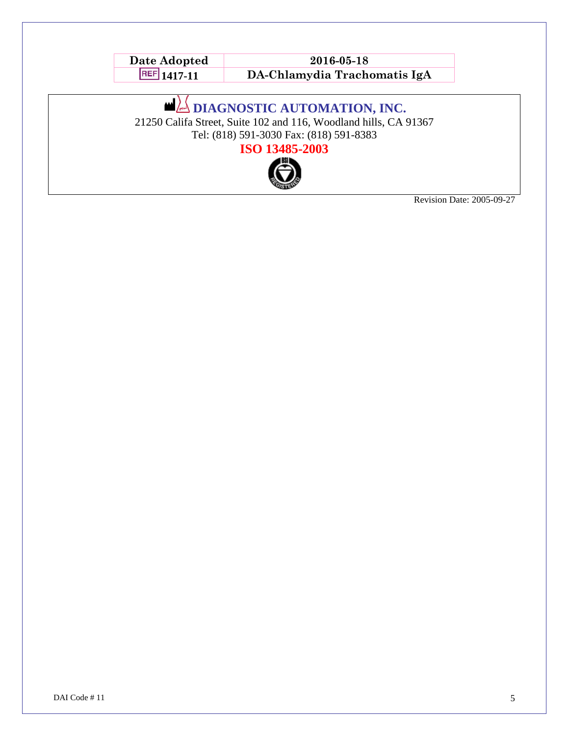| Date Adopted | 2016-05-18 |
| --- | --- |
| REF 1417-11 | DA-Chlamydia Trachomatis IgA |

**DIAGNOSTIC AUTOMATION, INC.**

21250 Califa Street, Suite 102 and 116, Woodland hills, CA 91367

Tel: (818) 591-3030 Fax: (818) 591-8383

**ISO 13485-2003**

Revision Date: 2005-09-27

DAI Code # 11